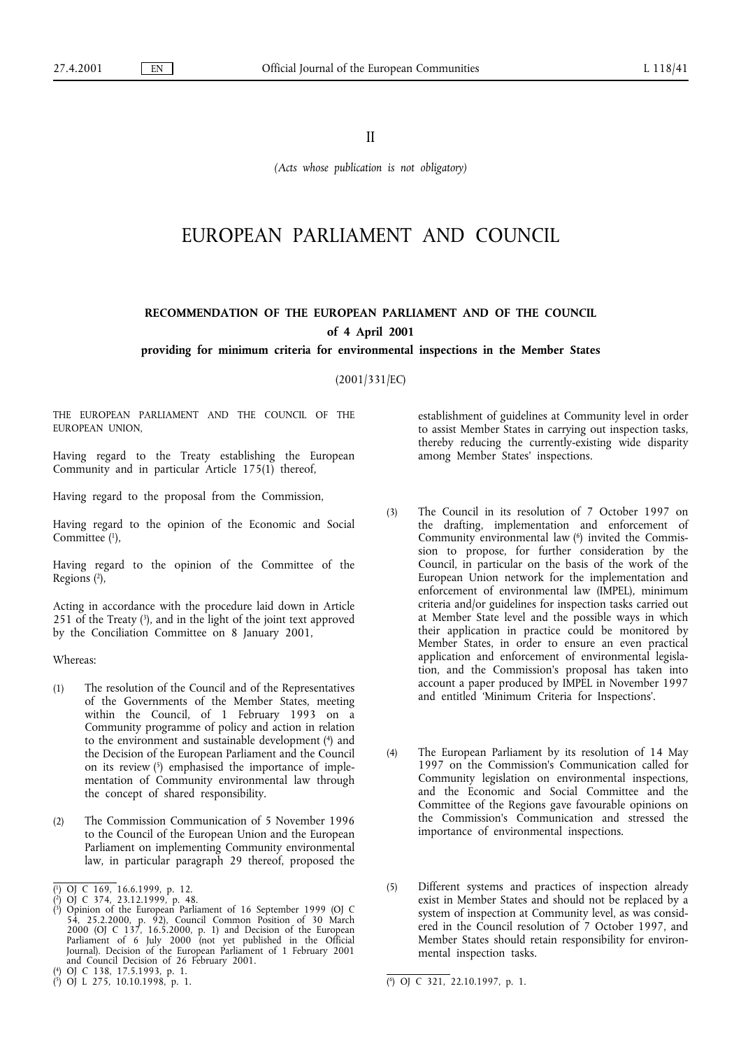II

*(Acts whose publication is not obligatory)*

# EUROPEAN PARLIAMENT AND COUNCIL

## RECOMMENDATION OF THE EUROPEAN PARLIAMENT AND OF THE COUNCIL

**of 4 April 2001**

**providing for minimum criteria for environmental inspections in the Member States**

(2001/331/EC)

THE EUROPEAN PARLIAMENT AND THE COUNCIL OF THE EUROPEAN UNION,

Having regard to the Treaty establishing the European Community and in particular Article 175(1) thereof,

Having regard to the proposal from the Commission,

Having regard to the opinion of the Economic and Social Committee [1],

Having regard to the opinion of the Committee of the Regions [2],

Acting in accordance with the procedure laid down in Article 251 of the Treaty [3], and in the light of the joint text approved by the Conciliation Committee on 8 January 2001,

Whereas:

(1) The resolution of the Council and of the Representatives of the Governments of the Member States, meeting within the Council, of 1 February 1993 on a Community programme of policy and action in relation to the environment and sustainable development [4] and the Decision of the European Parliament and the Council on its review [5] emphasised the importance of implementation of Community environmental law through the concept of shared responsibility.

(2) The Commission Communication of 5 November 1996 to the Council of the European Union and the European Parliament on implementing Community environmental law, in particular paragraph 29 thereof, proposed the establishment of guidelines at Community level in order to assist Member States in carrying out inspection tasks, thereby reducing the currently-existing wide disparity among Member States' inspections.

(3) The Council in its resolution of 7 October 1997 on the drafting, implementation and enforcement of Community environmental law [6] invited the Commission to propose, for further consideration by the Council, in particular on the basis of the work of the European Union network for the implementation and enforcement of environmental law (IMPEL), minimum criteria and/or guidelines for inspection tasks carried out at Member State level and the possible ways in which their application in practice could be monitored by Member States, in order to ensure an even practical application and enforcement of environmental legislation, and the Commission's proposal has taken into account a paper produced by IMPEL in November 1997 and entitled 'Minimum Criteria for Inspections'.

(4) The European Parliament by its resolution of 14 May 1997 on the Commission's Communication called for Community legislation on environmental inspections, and the Economic and Social Committee and the Committee of the Regions gave favourable opinions on the Commission's Communication and stressed the importance of environmental inspections.

(5) Different systems and practices of inspection already exist in Member States and should not be replaced by a system of inspection at Community level, as was considered in the Council resolution of 7 October 1997, and Member States should retain responsibility for environmental inspection tasks.

---

[1] OJ C 169, 16.6.1999, p. 12.

[2] OJ C 374, 23.12.1999, p. 48.

[3] Opinion of the European Parliament of 16 September 1999 (OJ C 54, 25.2.2000, p. 92), Council Common Position of 30 March 2000 (OJ C 137, 16.5.2000, p. 1) and Decision of the European Parliament of 6 July 2000 (not yet published in the Official Journal). Decision of the European Parliament of 1 February 2001 and Council Decision of 26 February 2001.

[4] OJ C 138, 17.5.1993, p. 1.

[5] OJ L 275, 10.10.1998, p. 1.

[6] OJ C 321, 22.10.1997, p. 1.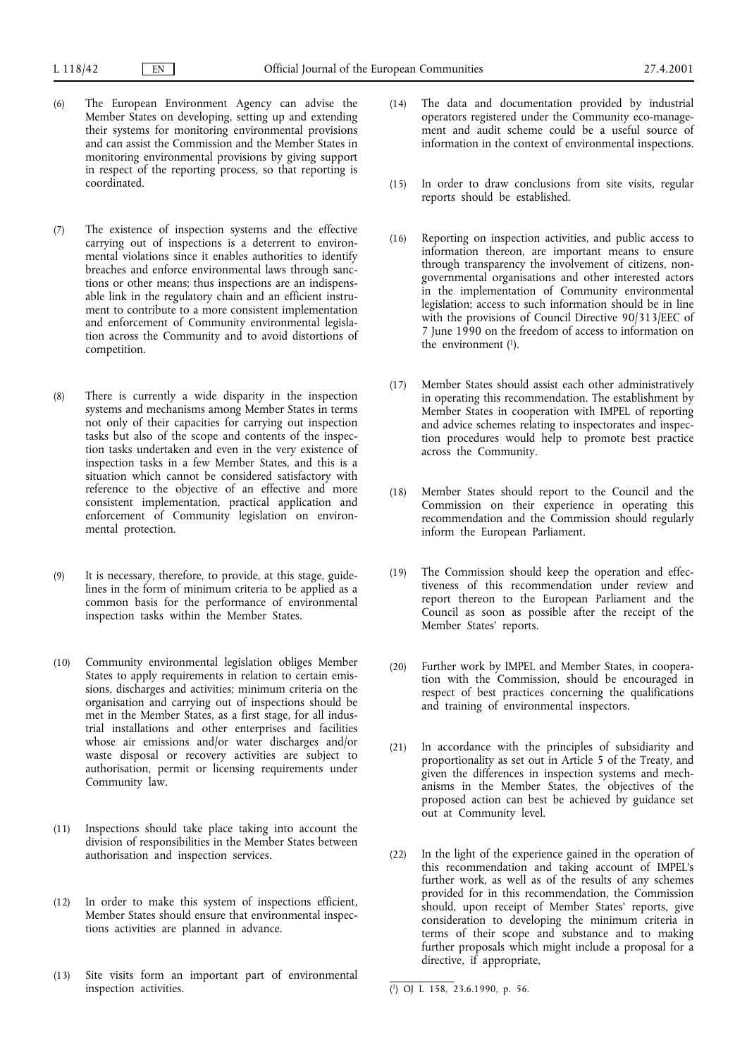(6) The European Environment Agency can advise the Member States on developing, setting up and extending their systems for monitoring environmental provisions and can assist the Commission and the Member States in monitoring environmental provisions by giving support in respect of the reporting process, so that reporting is coordinated.

(7) The existence of inspection systems and the effective carrying out of inspections is a deterrent to environmental violations since it enables authorities to identify breaches and enforce environmental laws through sanctions or other means; thus inspections are an indispensable link in the regulatory chain and an efficient instrument to contribute to a more consistent implementation and enforcement of Community environmental legislation across the Community and to avoid distortions of competition.

(8) There is currently a wide disparity in the inspection systems and mechanisms among Member States in terms not only of their capacities for carrying out inspection tasks but also of the scope and contents of the inspection tasks undertaken and even in the very existence of inspection tasks in a few Member States, and this is a situation which cannot be considered satisfactory with reference to the objective of an effective and more consistent implementation, practical application and enforcement of Community legislation on environmental protection.

(9) It is necessary, therefore, to provide, at this stage, guidelines in the form of minimum criteria to be applied as a common basis for the performance of environmental inspection tasks within the Member States.

(10) Community environmental legislation obliges Member States to apply requirements in relation to certain emissions, discharges and activities; minimum criteria on the organisation and carrying out of inspections should be met in the Member States, as a first stage, for all industrial installations and other enterprises and facilities whose air emissions and/or water discharges and/or waste disposal or recovery activities are subject to authorisation, permit or licensing requirements under Community law.

(11) Inspections should take place taking into account the division of responsibilities in the Member States between authorisation and inspection services.

(12) In order to make this system of inspections efficient, Member States should ensure that environmental inspections activities are planned in advance.

(13) Site visits form an important part of environmental inspection activities.

(14) The data and documentation provided by industrial operators registered under the Community eco-management and audit scheme could be a useful source of information in the context of environmental inspections.

(15) In order to draw conclusions from site visits, regular reports should be established.

(16) Reporting on inspection activities, and public access to information thereon, are important means to ensure through transparency the involvement of citizens, non-governmental organisations and other interested actors in the implementation of Community environmental legislation; access to such information should be in line with the provisions of Council Directive 90/313/EEC of 7 June 1990 on the freedom of access to information on the environment [1].

(17) Member States should assist each other administratively in operating this recommendation. The establishment by Member States in cooperation with IMPEL of reporting and advice schemes relating to inspectorates and inspection procedures would help to promote best practice across the Community.

(18) Member States should report to the Council and the Commission on their experience in operating this recommendation and the Commission should regularly inform the European Parliament.

(19) The Commission should keep the operation and effectiveness of this recommendation under review and report thereon to the European Parliament and the Council as soon as possible after the receipt of the Member States' reports.

(20) Further work by IMPEL and Member States, in cooperation with the Commission, should be encouraged in respect of best practices concerning the qualifications and training of environmental inspectors.

(21) In accordance with the principles of subsidiarity and proportionality as set out in Article 5 of the Treaty, and given the differences in inspection systems and mechanisms in the Member States, the objectives of the proposed action can best be achieved by guidance set out at Community level.

(22) In the light of the experience gained in the operation of this recommendation and taking account of IMPEL's further work, as well as of the results of any schemes provided for in this recommendation, the Commission should, upon receipt of Member States' reports, give consideration to developing the minimum criteria in terms of their scope and substance and to making further proposals which might include a proposal for a directive, if appropriate,

[1] OJ L 158, 23.6.1990, p. 56.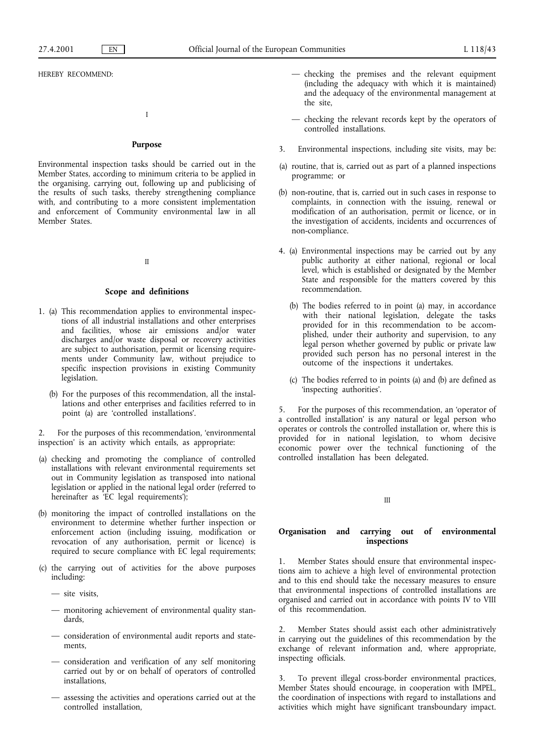HEREBY RECOMMEND:

I

## Purpose

Environmental inspection tasks should be carried out in the Member States, according to minimum criteria to be applied in the organising, carrying out, following up and publicising of the results of such tasks, thereby strengthening compliance with, and contributing to a more consistent implementation and enforcement of Community environmental law in all Member States.

II

## Scope and definitions

1. (a) This recommendation applies to environmental inspections of all industrial installations and other enterprises and facilities, whose air emissions and/or water discharges and/or waste disposal or recovery activities are subject to authorisation, permit or licensing requirements under Community law, without prejudice to specific inspection provisions in existing Community legislation.

   (b) For the purposes of this recommendation, all the installations and other enterprises and facilities referred to in point (a) are 'controlled installations'.

2. For the purposes of this recommendation, 'environmental inspection' is an activity which entails, as appropriate:

(a) checking and promoting the compliance of controlled installations with relevant environmental requirements set out in Community legislation as transposed into national legislation or applied in the national legal order (referred to hereinafter as 'EC legal requirements');

(b) monitoring the impact of controlled installations on the environment to determine whether further inspection or enforcement action (including issuing, modification or revocation of any authorisation, permit or licence) is required to secure compliance with EC legal requirements;

(c) the carrying out of activities for the above purposes including:

- — site visits,
- — monitoring achievement of environmental quality standards,
- — consideration of environmental audit reports and statements,
- — consideration and verification of any self monitoring carried out by or on behalf of operators of controlled installations,
- — assessing the activities and operations carried out at the controlled installation,
- — checking the premises and the relevant equipment (including the adequacy with which it is maintained) and the adequacy of the environmental management at the site,
- — checking the relevant records kept by the operators of controlled installations.

3. Environmental inspections, including site visits, may be:

(a) routine, that is, carried out as part of a planned inspections programme; or

(b) non-routine, that is, carried out in such cases in response to complaints, in connection with the issuing, renewal or modification of an authorisation, permit or licence, or in the investigation of accidents, incidents and occurrences of non-compliance.

4. (a) Environmental inspections may be carried out by any public authority at either national, regional or local level, which is established or designated by the Member State and responsible for the matters covered by this recommendation.

   (b) The bodies referred to in point (a) may, in accordance with their national legislation, delegate the tasks provided for in this recommendation to be accomplished, under their authority and supervision, to any legal person whether governed by public or private law provided such person has no personal interest in the outcome of the inspections it undertakes.

   (c) The bodies referred to in points (a) and (b) are defined as 'inspecting authorities'.

5. For the purposes of this recommendation, an 'operator of a controlled installation' is any natural or legal person who operates or controls the controlled installation or, where this is provided for in national legislation, to whom decisive economic power over the technical functioning of the controlled installation has been delegated.

III

## Organisation and carrying out of environmental inspections

1. Member States should ensure that environmental inspections aim to achieve a high level of environmental protection and to this end should take the necessary measures to ensure that environmental inspections of controlled installations are organised and carried out in accordance with points IV to VIII of this recommendation.

2. Member States should assist each other administratively in carrying out the guidelines of this recommendation by the exchange of relevant information and, where appropriate, inspecting officials.

3. To prevent illegal cross-border environmental practices, Member States should encourage, in cooperation with IMPEL, the coordination of inspections with regard to installations and activities which might have significant transboundary impact.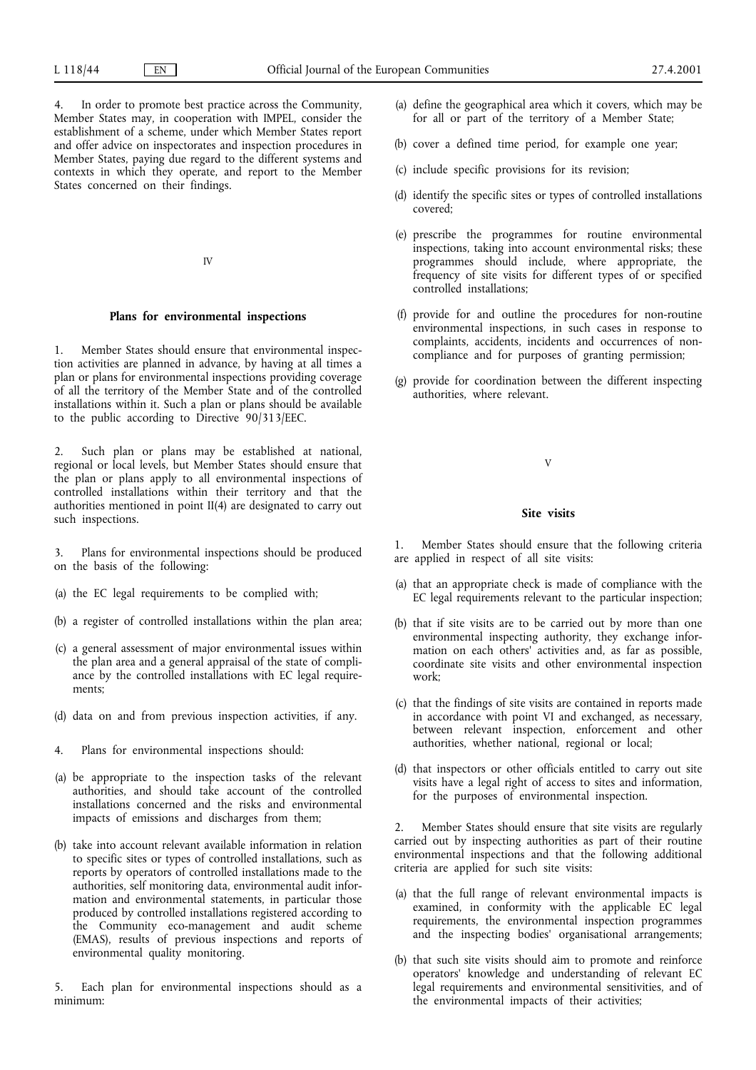4. In order to promote best practice across the Community, Member States may, in cooperation with IMPEL, consider the establishment of a scheme, under which Member States report and offer advice on inspectorates and inspection procedures in Member States, paying due regard to the different systems and contexts in which they operate, and report to the Member States concerned on their findings.

IV

**Plans for environmental inspections**

1. Member States should ensure that environmental inspection activities are planned in advance, by having at all times a plan or plans for environmental inspections providing coverage of all the territory of the Member State and of the controlled installations within it. Such a plan or plans should be available to the public according to Directive 90/313/EEC.

2. Such plan or plans may be established at national, regional or local levels, but Member States should ensure that the plan or plans apply to all environmental inspections of controlled installations within their territory and that the authorities mentioned in point II(4) are designated to carry out such inspections.

3. Plans for environmental inspections should be produced on the basis of the following:

(a) the EC legal requirements to be complied with;

(b) a register of controlled installations within the plan area;

(c) a general assessment of major environmental issues within the plan area and a general appraisal of the state of compliance by the controlled installations with EC legal requirements;

(d) data on and from previous inspection activities, if any.

4. Plans for environmental inspections should:

(a) be appropriate to the inspection tasks of the relevant authorities, and should take account of the controlled installations concerned and the risks and environmental impacts of emissions and discharges from them;

(b) take into account relevant available information in relation to specific sites or types of controlled installations, such as reports by operators of controlled installations made to the authorities, self monitoring data, environmental audit information and environmental statements, in particular those produced by controlled installations registered according to the Community eco-management and audit scheme (EMAS), results of previous inspections and reports of environmental quality monitoring.

5. Each plan for environmental inspections should as a minimum:

(a) define the geographical area which it covers, which may be for all or part of the territory of a Member State;

(b) cover a defined time period, for example one year;

(c) include specific provisions for its revision;

(d) identify the specific sites or types of controlled installations covered;

(e) prescribe the programmes for routine environmental inspections, taking into account environmental risks; these programmes should include, where appropriate, the frequency of site visits for different types of or specified controlled installations;

(f) provide for and outline the procedures for non-routine environmental inspections, in such cases in response to complaints, accidents, incidents and occurrences of non-compliance and for purposes of granting permission;

(g) provide for coordination between the different inspecting authorities, where relevant.

V

**Site visits**

1. Member States should ensure that the following criteria are applied in respect of all site visits:

(a) that an appropriate check is made of compliance with the EC legal requirements relevant to the particular inspection;

(b) that if site visits are to be carried out by more than one environmental inspecting authority, they exchange information on each others' activities and, as far as possible, coordinate site visits and other environmental inspection work;

(c) that the findings of site visits are contained in reports made in accordance with point VI and exchanged, as necessary, between relevant inspection, enforcement and other authorities, whether national, regional or local;

(d) that inspectors or other officials entitled to carry out site visits have a legal right of access to sites and information, for the purposes of environmental inspection.

2. Member States should ensure that site visits are regularly carried out by inspecting authorities as part of their routine environmental inspections and that the following additional criteria are applied for such site visits:

(a) that the full range of relevant environmental impacts is examined, in conformity with the applicable EC legal requirements, the environmental inspection programmes and the inspecting bodies' organisational arrangements;

(b) that such site visits should aim to promote and reinforce operators' knowledge and understanding of relevant EC legal requirements and environmental sensitivities, and of the environmental impacts of their activities;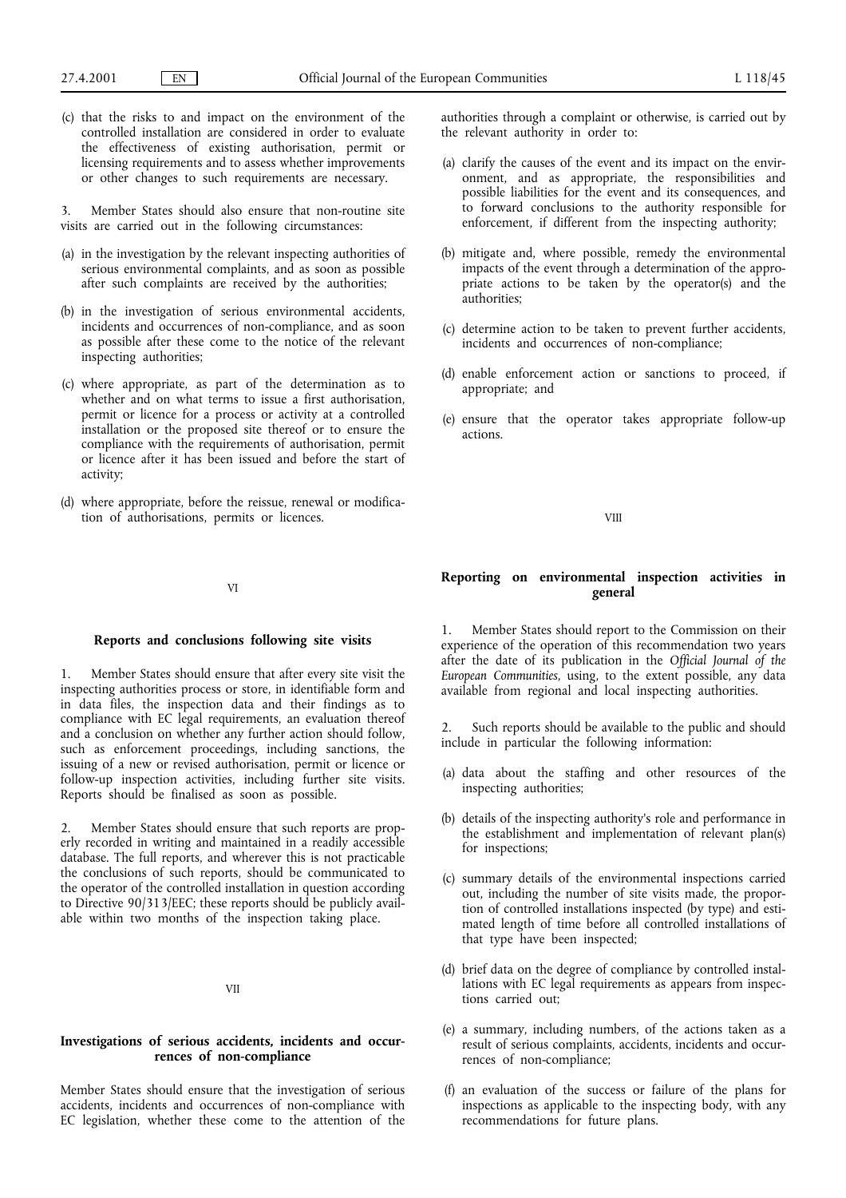(c) that the risks to and impact on the environment of the controlled installation are considered in order to evaluate the effectiveness of existing authorisation, permit or licensing requirements and to assess whether improvements or other changes to such requirements are necessary.

3. Member States should also ensure that non-routine site visits are carried out in the following circumstances:

(a) in the investigation by the relevant inspecting authorities of serious environmental complaints, and as soon as possible after such complaints are received by the authorities;

(b) in the investigation of serious environmental accidents, incidents and occurrences of non-compliance, and as soon as possible after these come to the notice of the relevant inspecting authorities;

(c) where appropriate, as part of the determination as to whether and on what terms to issue a first authorisation, permit or licence for a process or activity at a controlled installation or the proposed site thereof or to ensure the compliance with the requirements of authorisation, permit or licence after it has been issued and before the start of activity;

(d) where appropriate, before the reissue, renewal or modification of authorisations, permits or licences.

## VI

## Reports and conclusions following site visits

1. Member States should ensure that after every site visit the inspecting authorities process or store, in identifiable form and in data files, the inspection data and their findings as to compliance with EC legal requirements, an evaluation thereof and a conclusion on whether any further action should follow, such as enforcement proceedings, including sanctions, the issuing of a new or revised authorisation, permit or licence or follow-up inspection activities, including further site visits. Reports should be finalised as soon as possible.

2. Member States should ensure that such reports are properly recorded in writing and maintained in a readily accessible database. The full reports, and wherever this is not practicable the conclusions of such reports, should be communicated to the operator of the controlled installation in question according to Directive 90/313/EEC; these reports should be publicly available within two months of the inspection taking place.

## VII

## Investigations of serious accidents, incidents and occurrences of non-compliance

Member States should ensure that the investigation of serious accidents, incidents and occurrences of non-compliance with EC legislation, whether these come to the attention of the authorities through a complaint or otherwise, is carried out by the relevant authority in order to:

(a) clarify the causes of the event and its impact on the environment, and as appropriate, the responsibilities and possible liabilities for the event and its consequences, and to forward conclusions to the authority responsible for enforcement, if different from the inspecting authority;

(b) mitigate and, where possible, remedy the environmental impacts of the event through a determination of the appropriate actions to be taken by the operator(s) and the authorities;

(c) determine action to be taken to prevent further accidents, incidents and occurrences of non-compliance;

(d) enable enforcement action or sanctions to proceed, if appropriate; and

(e) ensure that the operator takes appropriate follow-up actions.

## VIII

## Reporting on environmental inspection activities in general

1. Member States should report to the Commission on their experience of the operation of this recommendation two years after the date of its publication in the *Official Journal of the European Communities*, using, to the extent possible, any data available from regional and local inspecting authorities.

2. Such reports should be available to the public and should include in particular the following information:

(a) data about the staffing and other resources of the inspecting authorities;

(b) details of the inspecting authority's role and performance in the establishment and implementation of relevant plan(s) for inspections;

(c) summary details of the environmental inspections carried out, including the number of site visits made, the proportion of controlled installations inspected (by type) and estimated length of time before all controlled installations of that type have been inspected;

(d) brief data on the degree of compliance by controlled installations with EC legal requirements as appears from inspections carried out;

(e) a summary, including numbers, of the actions taken as a result of serious complaints, accidents, incidents and occurrences of non-compliance;

(f) an evaluation of the success or failure of the plans for inspections as applicable to the inspecting body, with any recommendations for future plans.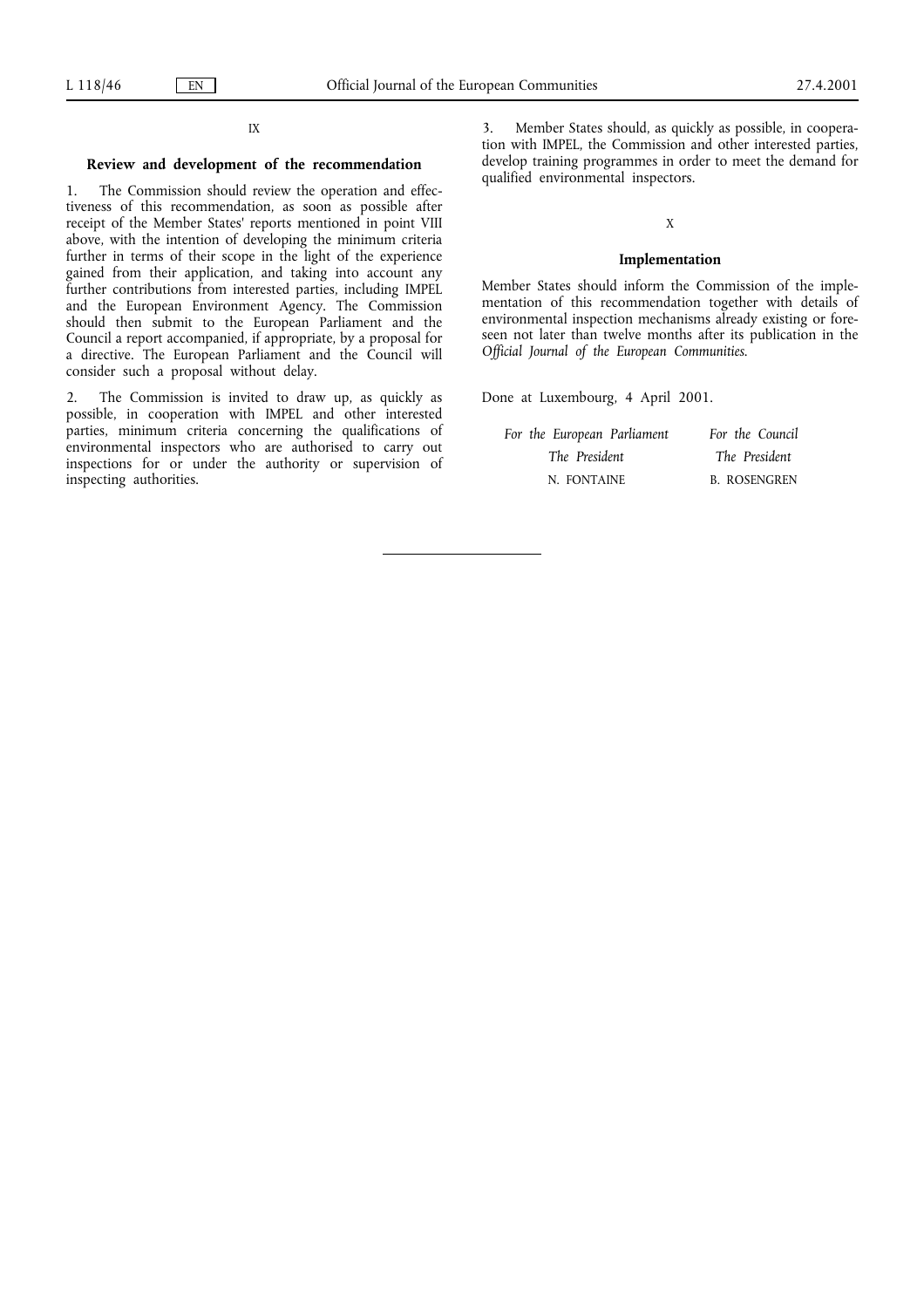IX

## Review and development of the recommendation

1. The Commission should review the operation and effectiveness of this recommendation, as soon as possible after receipt of the Member States' reports mentioned in point VIII above, with the intention of developing the minimum criteria further in terms of their scope in the light of the experience gained from their application, and taking into account any further contributions from interested parties, including IMPEL and the European Environment Agency. The Commission should then submit to the European Parliament and the Council a report accompanied, if appropriate, by a proposal for a directive. The European Parliament and the Council will consider such a proposal without delay.

2. The Commission is invited to draw up, as quickly as possible, in cooperation with IMPEL and other interested parties, minimum criteria concerning the qualifications of environmental inspectors who are authorised to carry out inspections for or under the authority or supervision of inspecting authorities.

3. Member States should, as quickly as possible, in cooperation with IMPEL, the Commission and other interested parties, develop training programmes in order to meet the demand for qualified environmental inspectors.

X

## Implementation

Member States should inform the Commission of the implementation of this recommendation together with details of environmental inspection mechanisms already existing or foreseen not later than twelve months after its publication in the *Official Journal of the European Communities*.

Done at Luxembourg, 4 April 2001.

| *For the European Parliament* | *For the Council* |
|---|---|
| *The President* | *The President* |
| N. FONTAINE | B. ROSENGREN |